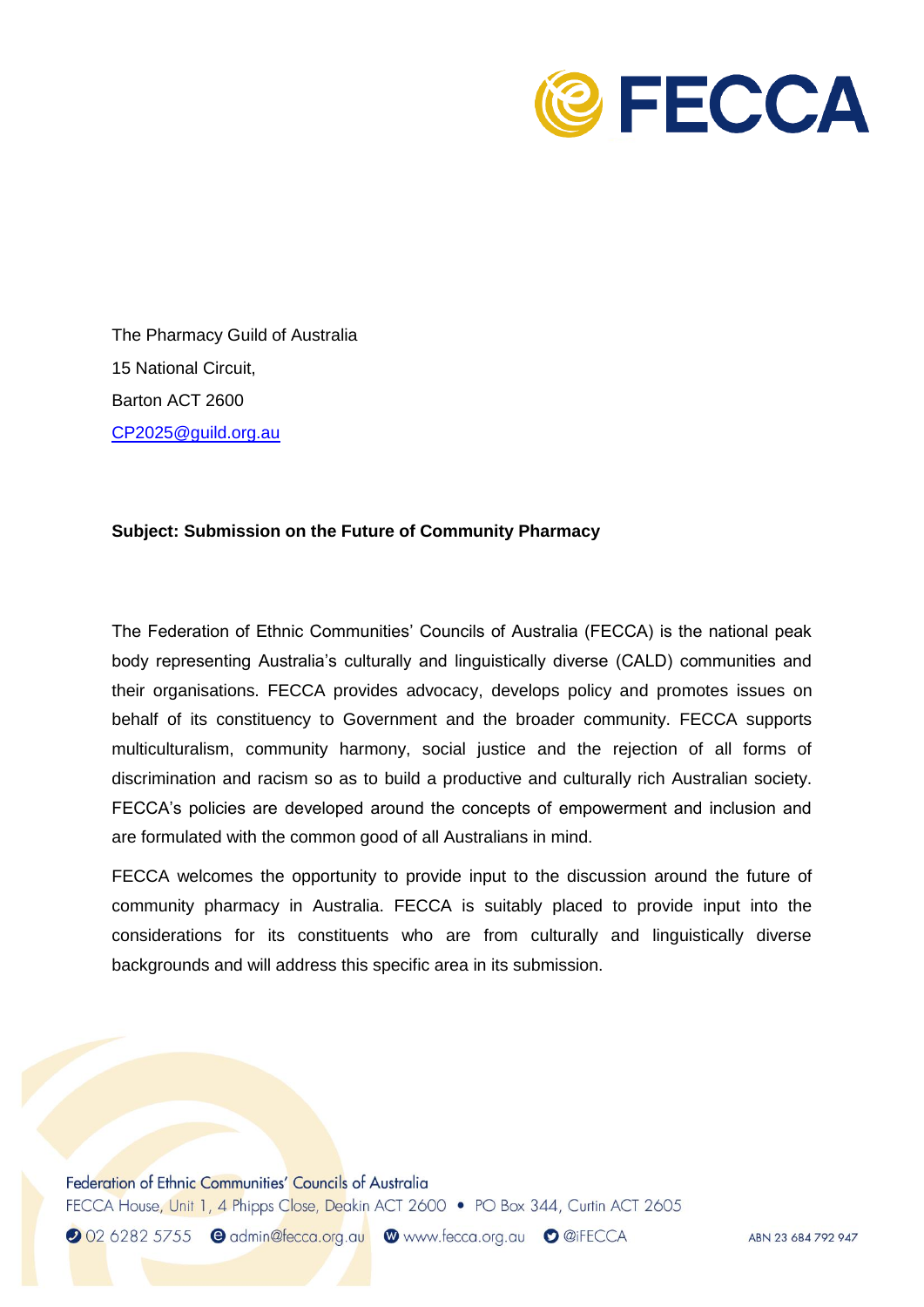The Pharmacy Guild of Australia

15 National Circuit,

Barton ACT 2600

CP2025@guild.org.au

**Subject: Submission on the Future of Community Pharmacy**

The Federation of Ethnic Communities' Councils of Australia (FECCA) is the national peak body representing Australia's culturally and linguistically diverse (CALD) communities and their organisations. FECCA provides advocacy, develops policy and promotes issues on behalf of its constituency to Government and the broader community. FECCA supports multiculturalism, community harmony, social justice and the rejection of all forms of discrimination and racism so as to build a productive and culturally rich Australian society. FECCA's policies are developed around the concepts of empowerment and inclusion and are formulated with the common good of all Australians in mind.

FECCA welcomes the opportunity to provide input to the discussion around the future of community pharmacy in Australia. FECCA is suitably placed to provide input into the considerations for its constituents who are from culturally and linguistically diverse backgrounds and will address this specific area in its submission.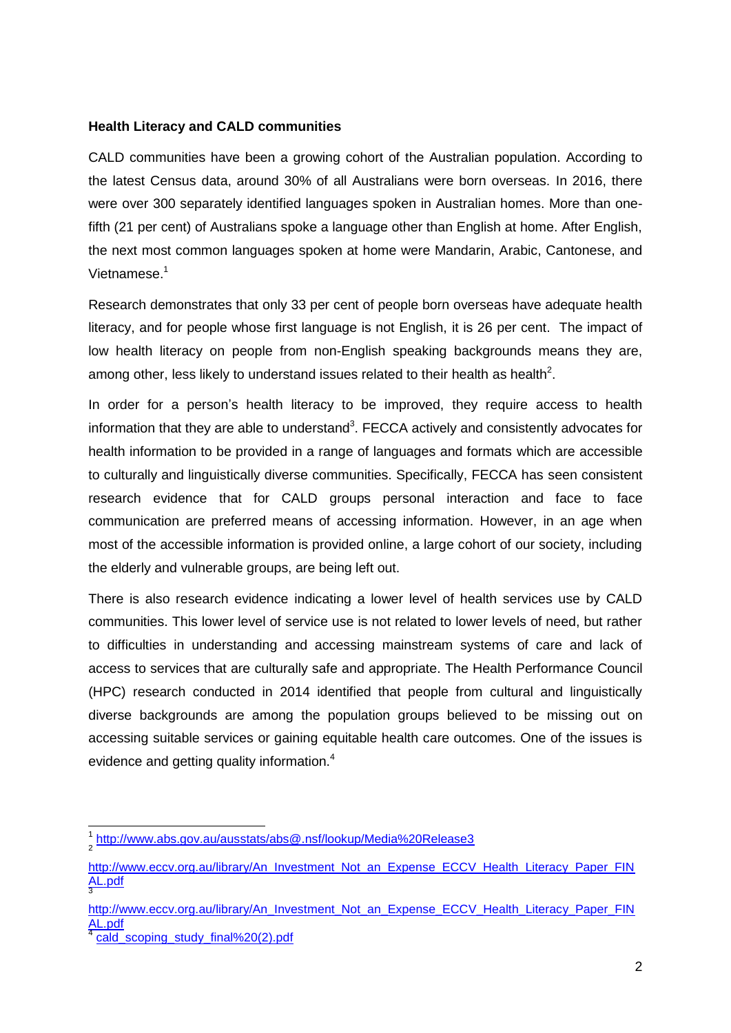**Health Literacy and CALD communities**

CALD communities have been a growing cohort of the Australian population. According to the latest Census data, around 30% of all Australians were born overseas. In 2016, there were over 300 separately identified languages spoken in Australian homes. More than one-fifth (21 per cent) of Australians spoke a language other than English at home. After English, the next most common languages spoken at home were Mandarin, Arabic, Cantonese, and Vietnamese.[1]

Research demonstrates that only 33 per cent of people born overseas have adequate health literacy, and for people whose first language is not English, it is 26 per cent. The impact of low health literacy on people from non-English speaking backgrounds means they are, among other, less likely to understand issues related to their health as health[2].

In order for a person's health literacy to be improved, they require access to health information that they are able to understand[3]. FECCA actively and consistently advocates for health information to be provided in a range of languages and formats which are accessible to culturally and linguistically diverse communities. Specifically, FECCA has seen consistent research evidence that for CALD groups personal interaction and face to face communication are preferred means of accessing information. However, in an age when most of the accessible information is provided online, a large cohort of our society, including the elderly and vulnerable groups, are being left out.

There is also research evidence indicating a lower level of health services use by CALD communities. This lower level of service use is not related to lower levels of need, but rather to difficulties in understanding and accessing mainstream systems of care and lack of access to services that are culturally safe and appropriate. The Health Performance Council (HPC) research conducted in 2014 identified that people from cultural and linguistically diverse backgrounds are among the population groups believed to be missing out on accessing suitable services or gaining equitable health care outcomes. One of the issues is evidence and getting quality information.[4]

---

[1] http://www.abs.gov.au/ausstats/abs@.nsf/lookup/Media%20Release3

[2] http://www.eccv.org.au/library/An_Investment_Not_an_Expense_ECCV_Health_Literacy_Paper_FINAL.pdf

[3] http://www.eccv.org.au/library/An_Investment_Not_an_Expense_ECCV_Health_Literacy_Paper_FINAL.pdf

[4] cald_scoping_study_final%20(2).pdf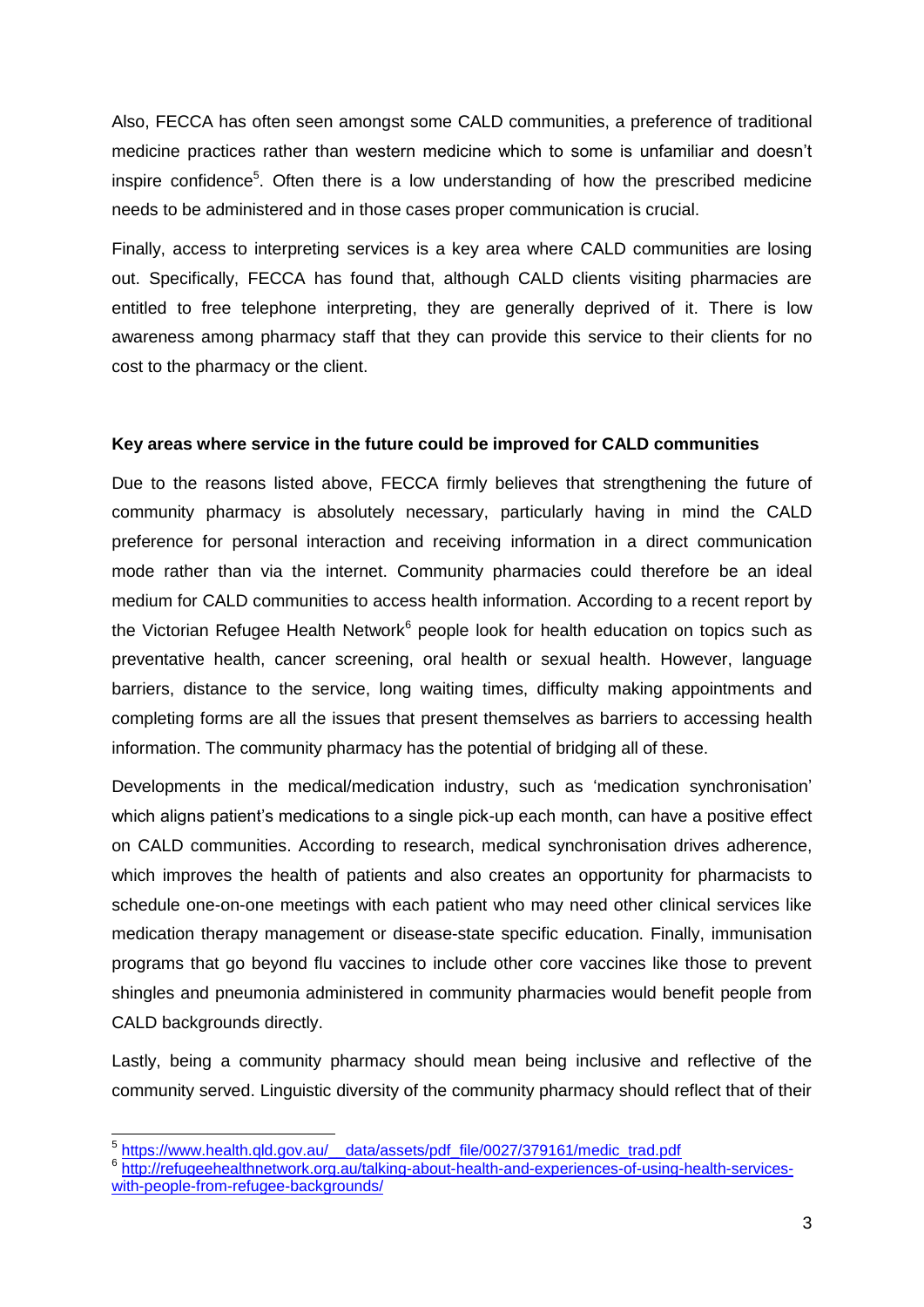Also, FECCA has often seen amongst some CALD communities, a preference of traditional medicine practices rather than western medicine which to some is unfamiliar and doesn't inspire confidence[5]. Often there is a low understanding of how the prescribed medicine needs to be administered and in those cases proper communication is crucial.

Finally, access to interpreting services is a key area where CALD communities are losing out. Specifically, FECCA has found that, although CALD clients visiting pharmacies are entitled to free telephone interpreting, they are generally deprived of it. There is low awareness among pharmacy staff that they can provide this service to their clients for no cost to the pharmacy or the client.

**Key areas where service in the future could be improved for CALD communities**

Due to the reasons listed above, FECCA firmly believes that strengthening the future of community pharmacy is absolutely necessary, particularly having in mind the CALD preference for personal interaction and receiving information in a direct communication mode rather than via the internet. Community pharmacies could therefore be an ideal medium for CALD communities to access health information. According to a recent report by the Victorian Refugee Health Network[6] people look for health education on topics such as preventative health, cancer screening, oral health or sexual health. However, language barriers, distance to the service, long waiting times, difficulty making appointments and completing forms are all the issues that present themselves as barriers to accessing health information. The community pharmacy has the potential of bridging all of these.

Developments in the medical/medication industry, such as 'medication synchronisation' which aligns patient's medications to a single pick-up each month, can have a positive effect on CALD communities. According to research, medical synchronisation drives adherence, which improves the health of patients and also creates an opportunity for pharmacists to schedule one-on-one meetings with each patient who may need other clinical services like medication therapy management or disease-state specific education. Finally, immunisation programs that go beyond flu vaccines to include other core vaccines like those to prevent shingles and pneumonia administered in community pharmacies would benefit people from CALD backgrounds directly.

Lastly, being a community pharmacy should mean being inclusive and reflective of the community served. Linguistic diversity of the community pharmacy should reflect that of their

---

[5] https://www.health.qld.gov.au/__data/assets/pdf_file/0027/379161/medic_trad.pdf

[6] http://refugeehealthnetwork.org.au/talking-about-health-and-experiences-of-using-health-services-with-people-from-refugee-backgrounds/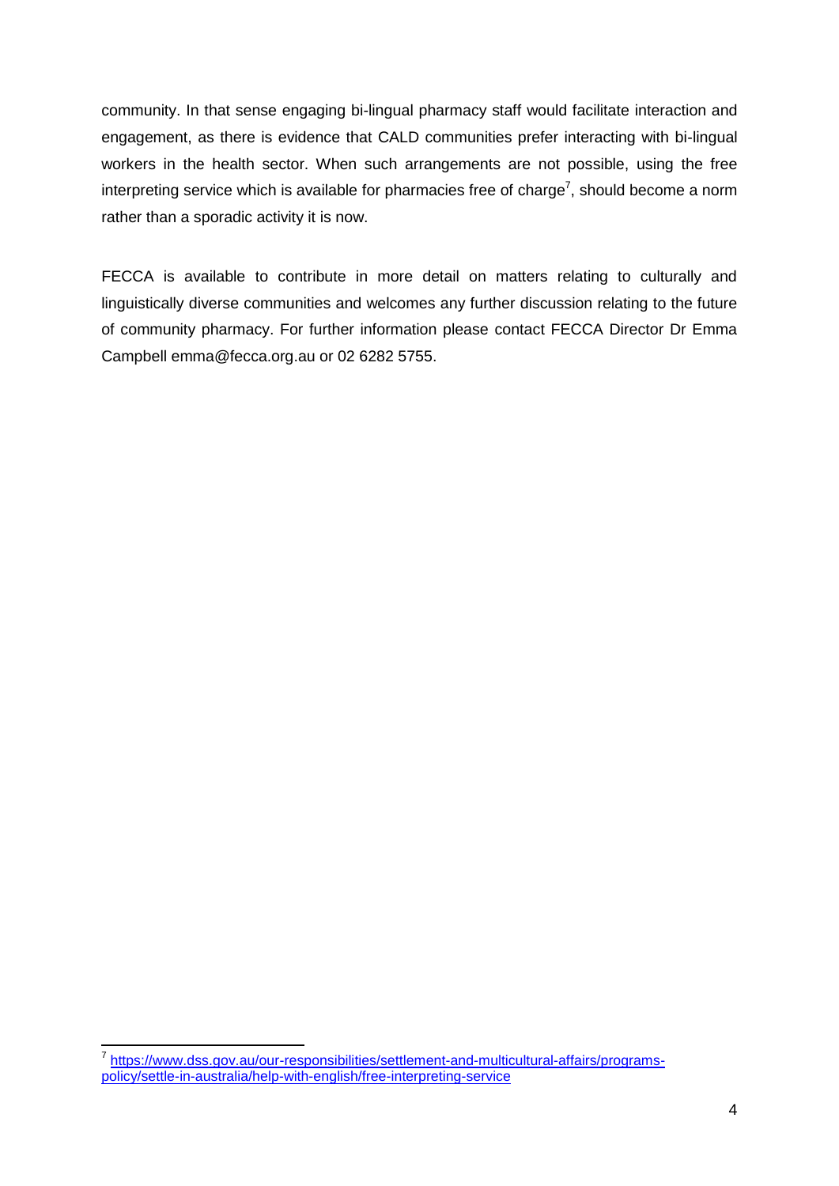community. In that sense engaging bi-lingual pharmacy staff would facilitate interaction and engagement, as there is evidence that CALD communities prefer interacting with bi-lingual workers in the health sector. When such arrangements are not possible, using the free interpreting service which is available for pharmacies free of charge[7], should become a norm rather than a sporadic activity it is now.

FECCA is available to contribute in more detail on matters relating to culturally and linguistically diverse communities and welcomes any further discussion relating to the future of community pharmacy. For further information please contact FECCA Director Dr Emma Campbell emma@fecca.org.au or 02 6282 5755.

[7] https://www.dss.gov.au/our-responsibilities/settlement-and-multicultural-affairs/programs-policy/settle-in-australia/help-with-english/free-interpreting-service